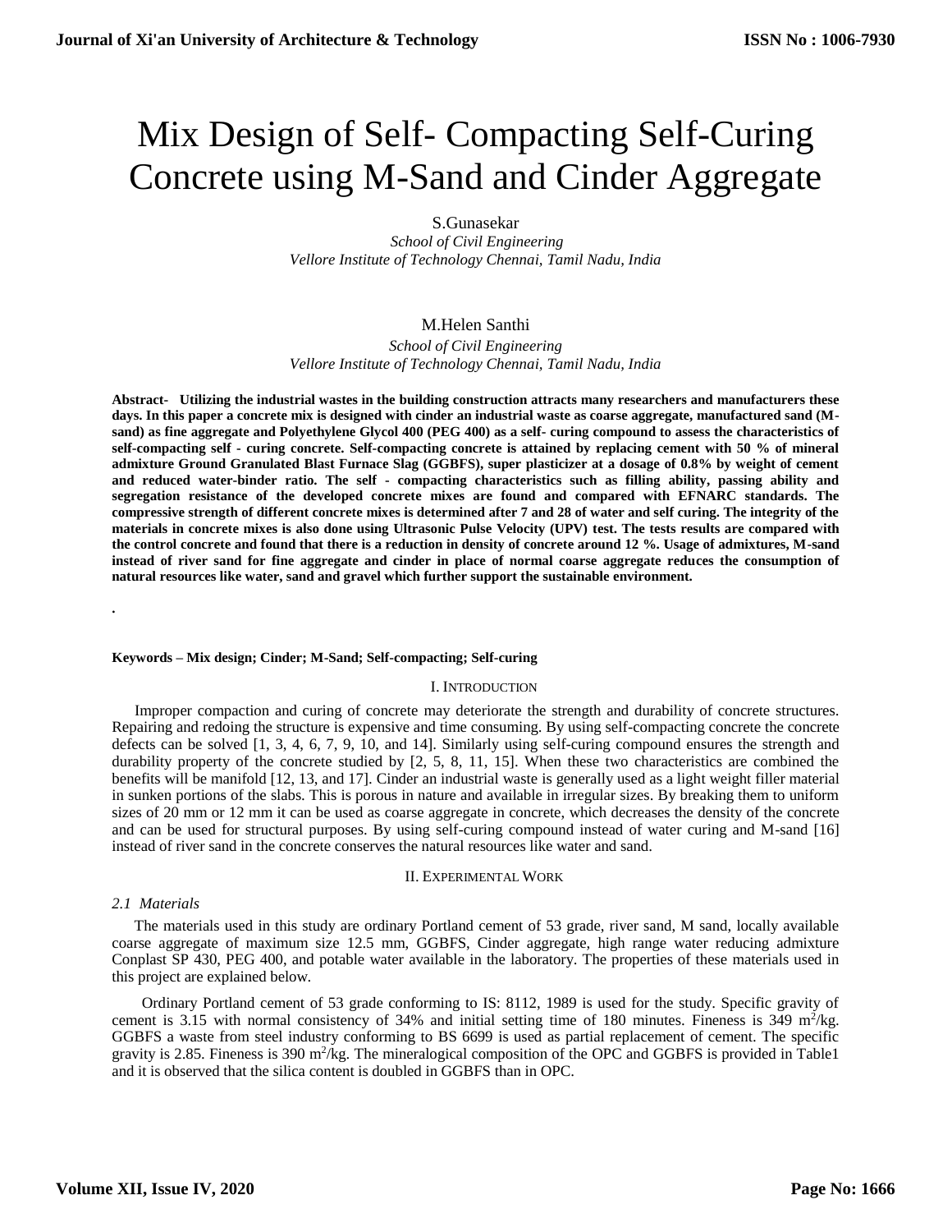# Mix Design of Self- Compacting Self-Curing Concrete using M-Sand and Cinder Aggregate

S.Gunasekar

*School of Civil Engineering*
*Vellore Institute of Technology Chennai, Tamil Nadu, India*

M.Helen Santhi

*School of Civil Engineering*
*Vellore Institute of Technology Chennai, Tamil Nadu, India*

**Abstract- Utilizing the industrial wastes in the building construction attracts many researchers and manufacturers these days. In this paper a concrete mix is designed with cinder an industrial waste as coarse aggregate, manufactured sand (M-sand) as fine aggregate and Polyethylene Glycol 400 (PEG 400) as a self- curing compound to assess the characteristics of self-compacting self - curing concrete. Self-compacting concrete is attained by replacing cement with 50 % of mineral admixture Ground Granulated Blast Furnace Slag (GGBFS), super plasticizer at a dosage of 0.8% by weight of cement and reduced water-binder ratio. The self - compacting characteristics such as filling ability, passing ability and segregation resistance of the developed concrete mixes are found and compared with EFNARC standards. The compressive strength of different concrete mixes is determined after 7 and 28 of water and self curing. The integrity of the materials in concrete mixes is also done using Ultrasonic Pulse Velocity (UPV) test. The tests results are compared with the control concrete and found that there is a reduction in density of concrete around 12 %. Usage of admixtures, M-sand instead of river sand for fine aggregate and cinder in place of normal coarse aggregate reduces the consumption of natural resources like water, sand and gravel which further support the sustainable environment.**

.

**Keywords – Mix design; Cinder; M-Sand; Self-compacting; Self-curing**

## I. Introduction

Improper compaction and curing of concrete may deteriorate the strength and durability of concrete structures. Repairing and redoing the structure is expensive and time consuming. By using self-compacting concrete the concrete defects can be solved [1, 3, 4, 6, 7, 9, 10, and 14]. Similarly using self-curing compound ensures the strength and durability property of the concrete studied by [2, 5, 8, 11, 15]. When these two characteristics are combined the benefits will be manifold [12, 13, and 17]. Cinder an industrial waste is generally used as a light weight filler material in sunken portions of the slabs. This is porous in nature and available in irregular sizes. By breaking them to uniform sizes of 20 mm or 12 mm it can be used as coarse aggregate in concrete, which decreases the density of the concrete and can be used for structural purposes. By using self-curing compound instead of water curing and M-sand [16] instead of river sand in the concrete conserves the natural resources like water and sand.

## II. Experimental Work

### *2.1 Materials*

The materials used in this study are ordinary Portland cement of 53 grade, river sand, M sand, locally available coarse aggregate of maximum size 12.5 mm, GGBFS, Cinder aggregate, high range water reducing admixture Conplast SP 430, PEG 400, and potable water available in the laboratory. The properties of these materials used in this project are explained below.

Ordinary Portland cement of 53 grade conforming to IS: 8112, 1989 is used for the study. Specific gravity of cement is 3.15 with normal consistency of 34% and initial setting time of 180 minutes. Fineness is 349 $m^2$/kg. GGBFS a waste from steel industry conforming to BS 6699 is used as partial replacement of cement. The specific gravity is 2.85. Fineness is 390 $m^2$/kg. The mineralogical composition of the OPC and GGBFS is provided in Table1 and it is observed that the silica content is doubled in GGBFS than in OPC.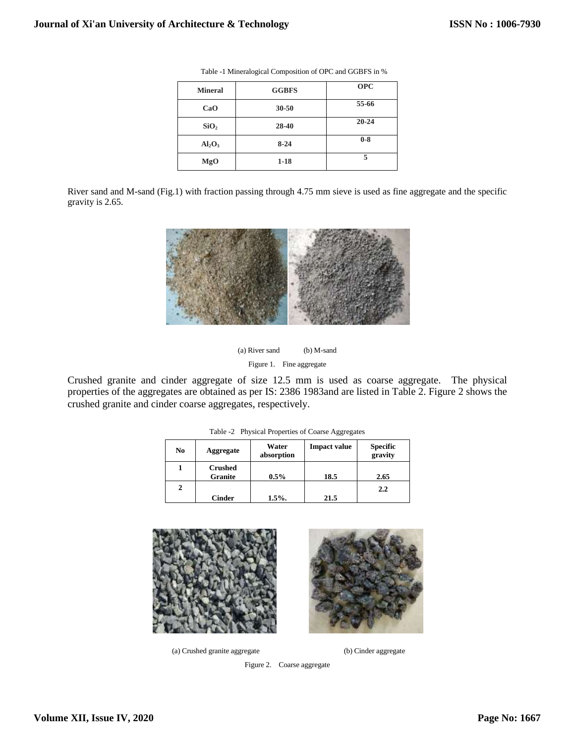Table -1 Mineralogical Composition of OPC and GGBFS in %

| Mineral | GGBFS | OPC |
|---|---|---|
| CaO | 30-50 | 55-66 |
| $SiO_2$ | 28-40 | 20-24 |
| $Al_2O_3$ | 8-24 | 0-8 |
| MgO | 1-18 | 5 |

River sand and M-sand (Fig.1) with fraction passing through 4.75 mm sieve is used as fine aggregate and the specific gravity is 2.65.

(a) River sand (b) M-sand

Figure 1. Fine aggregate

Crushed granite and cinder aggregate of size 12.5 mm is used as coarse aggregate. The physical properties of the aggregates are obtained as per IS: 2386 1983and are listed in Table 2. Figure 2 shows the crushed granite and cinder coarse aggregates, respectively.

Table -2 Physical Properties of Coarse Aggregates

| No | Aggregate | Water absorption | Impact value | Specific gravity |
|---|---|---|---|---|
| 1 | Crushed Granite | 0.5% | 18.5 | 2.65 |
| 2 | Cinder | 1.5%. | 21.5 | 2.2 |

(a) Crushed granite aggregate (b) Cinder aggregate

Figure 2. Coarse aggregate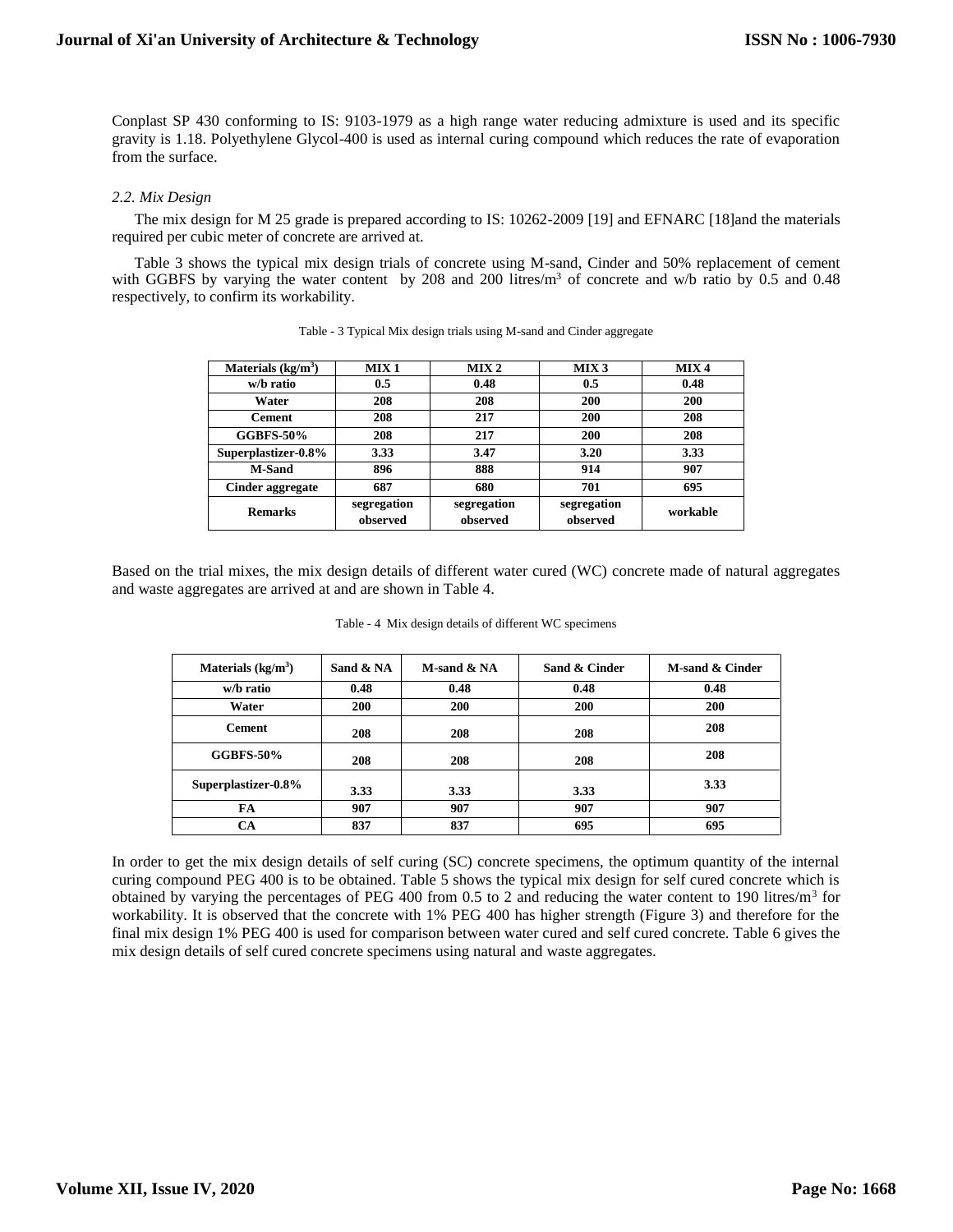Conplast SP 430 conforming to IS: 9103-1979 as a high range water reducing admixture is used and its specific gravity is 1.18. Polyethylene Glycol-400 is used as internal curing compound which reduces the rate of evaporation from the surface.

### *2.2. Mix Design*

The mix design for M 25 grade is prepared according to IS: 10262-2009 [19] and EFNARC [18]and the materials required per cubic meter of concrete are arrived at.

Table 3 shows the typical mix design trials of concrete using M-sand, Cinder and 50% replacement of cement with GGBFS by varying the water content by 208 and 200 litres/m$^3$ of concrete and w/b ratio by 0.5 and 0.48 respectively, to confirm its workability.

Table - 3 Typical Mix design trials using M-sand and Cinder aggregate

| Materials (kg/m$^3$) | MIX 1 | MIX 2 | MIX 3 | MIX 4 |
|---|---|---|---|---|
| w/b ratio | 0.5 | 0.48 | 0.5 | 0.48 |
| Water | 208 | 208 | 200 | 200 |
| Cement | 208 | 217 | 200 | 208 |
| GGBFS-50% | 208 | 217 | 200 | 208 |
| Superplastizer-0.8% | 3.33 | 3.47 | 3.20 | 3.33 |
| M-Sand | 896 | 888 | 914 | 907 |
| Cinder aggregate | 687 | 680 | 701 | 695 |
| Remarks | segregation observed | segregation observed | segregation observed | workable |

Based on the trial mixes, the mix design details of different water cured (WC) concrete made of natural aggregates and waste aggregates are arrived at and are shown in Table 4.

Table - 4 Mix design details of different WC specimens

| Materials (kg/m$^3$) | Sand & NA | M-sand & NA | Sand & Cinder | M-sand & Cinder |
|---|---|---|---|---|
| w/b ratio | 0.48 | 0.48 | 0.48 | 0.48 |
| Water | 200 | 200 | 200 | 200 |
| Cement | 208 | 208 | 208 | 208 |
| GGBFS-50% | 208 | 208 | 208 | 208 |
| Superplastizer-0.8% | 3.33 | 3.33 | 3.33 | 3.33 |
| FA | 907 | 907 | 907 | 907 |
| CA | 837 | 837 | 695 | 695 |

In order to get the mix design details of self curing (SC) concrete specimens, the optimum quantity of the internal curing compound PEG 400 is to be obtained. Table 5 shows the typical mix design for self cured concrete which is obtained by varying the percentages of PEG 400 from 0.5 to 2 and reducing the water content to 190 litres/m$^3$ for workability. It is observed that the concrete with 1% PEG 400 has higher strength (Figure 3) and therefore for the final mix design 1% PEG 400 is used for comparison between water cured and self cured concrete. Table 6 gives the mix design details of self cured concrete specimens using natural and waste aggregates.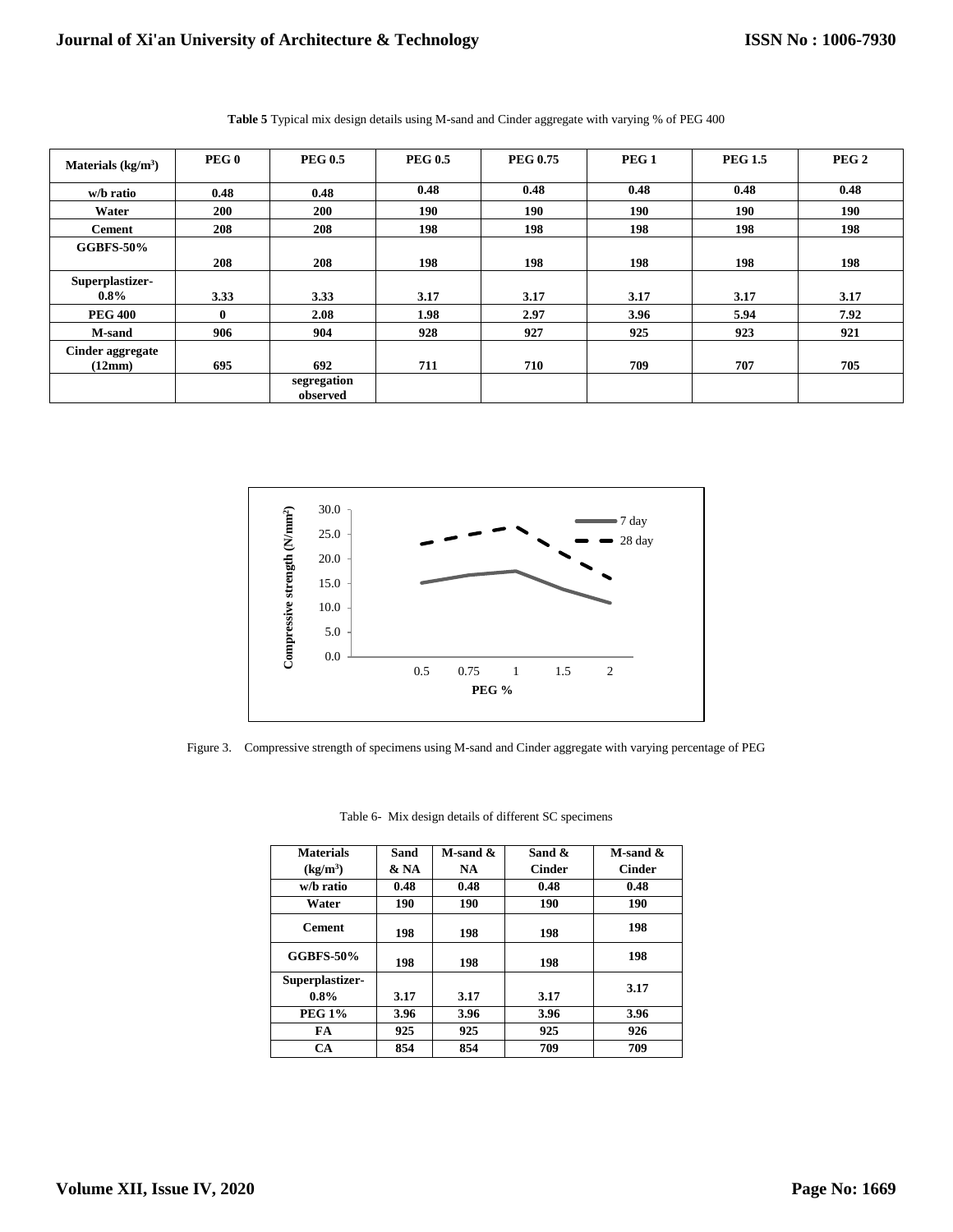**Table 5** Typical mix design details using M-sand and Cinder aggregate with varying % of PEG 400

| Materials (kg/m³) | PEG 0 | PEG 0.5 | PEG 0.5 | PEG 0.75 | PEG 1 | PEG 1.5 | PEG 2 |
|---|---|---|---|---|---|---|---|
| w/b ratio | 0.48 | 0.48 | 0.48 | 0.48 | 0.48 | 0.48 | 0.48 |
| Water | 200 | 200 | 190 | 190 | 190 | 190 | 190 |
| Cement | 208 | 208 | 198 | 198 | 198 | 198 | 198 |
| GGBFS-50% | 208 | 208 | 198 | 198 | 198 | 198 | 198 |
| Superplastizer-0.8% | 3.33 | 3.33 | 3.17 | 3.17 | 3.17 | 3.17 | 3.17 |
| PEG 400 | 0 | 2.08 | 1.98 | 2.97 | 3.96 | 5.94 | 7.92 |
| M-sand | 906 | 904 | 928 | 927 | 925 | 923 | 921 |
| Cinder aggregate (12mm) | 695 | 692 | 711 | 710 | 709 | 707 | 705 |
| | | segregation observed | | | | | |

Figure 3. Compressive strength of specimens using M-sand and Cinder aggregate with varying percentage of PEG

Table 6- Mix design details of different SC specimens

| Materials (kg/m³) | Sand & NA | M-sand & NA | Sand & Cinder | M-sand & Cinder |
|---|---|---|---|---|
| w/b ratio | 0.48 | 0.48 | 0.48 | 0.48 |
| Water | 190 | 190 | 190 | 190 |
| Cement | 198 | 198 | 198 | 198 |
| GGBFS-50% | 198 | 198 | 198 | 198 |
| Superplastizer-0.8% | 3.17 | 3.17 | 3.17 | 3.17 |
| PEG 1% | 3.96 | 3.96 | 3.96 | 3.96 |
| FA | 925 | 925 | 925 | 926 |
| CA | 854 | 854 | 709 | 709 |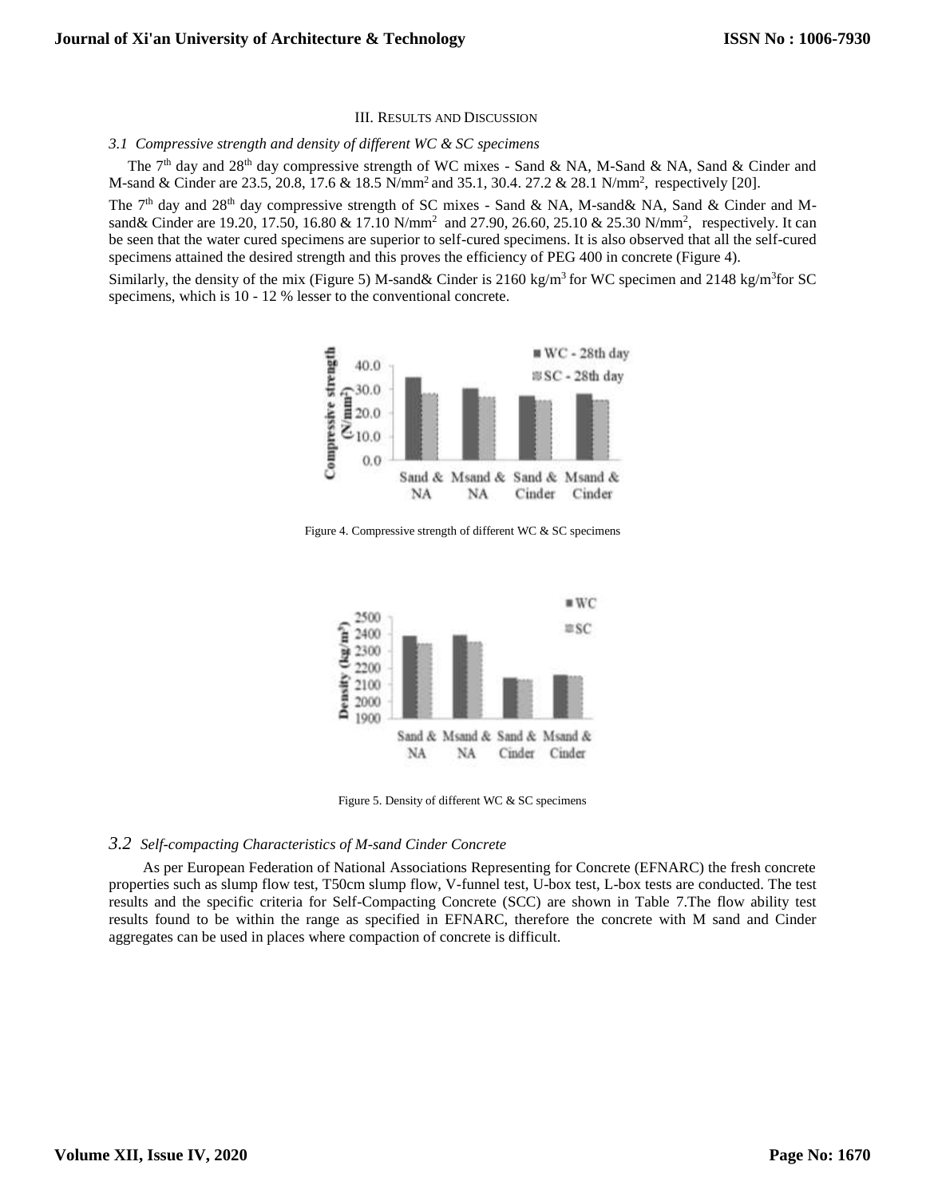## III. Results and Discussion

### *3.1 Compressive strength and density of different WC & SC specimens*

The 7th day and 28th day compressive strength of WC mixes - Sand & NA, M-Sand & NA, Sand & Cinder and M-sand & Cinder are 23.5, 20.8, 17.6 & 18.5 N/mm$^2$ and 35.1, 30.4. 27.2 & 28.1 N/mm$^2$, respectively [20].

The 7th day and 28th day compressive strength of SC mixes - Sand & NA, M-sand& NA, Sand & Cinder and M-sand& Cinder are 19.20, 17.50, 16.80 & 17.10 N/mm$^2$ and 27.90, 26.60, 25.10 & 25.30 N/mm$^2$, respectively. It can be seen that the water cured specimens are superior to self-cured specimens. It is also observed that all the self-cured specimens attained the desired strength and this proves the efficiency of PEG 400 in concrete (Figure 4).

Similarly, the density of the mix (Figure 5) M-sand& Cinder is 2160 kg/m$^3$ for WC specimen and 2148 kg/m$^3$for SC specimens, which is 10 - 12 % lesser to the conventional concrete.

Figure 4. Compressive strength of different WC & SC specimens

Figure 5. Density of different WC & SC specimens

### *3.2 Self-compacting Characteristics of M-sand Cinder Concrete*

As per European Federation of National Associations Representing for Concrete (EFNARC) the fresh concrete properties such as slump flow test, T50cm slump flow, V-funnel test, U-box test, L-box tests are conducted. The test results and the specific criteria for Self-Compacting Concrete (SCC) are shown in Table 7.The flow ability test results found to be within the range as specified in EFNARC, therefore the concrete with M sand and Cinder aggregates can be used in places where compaction of concrete is difficult.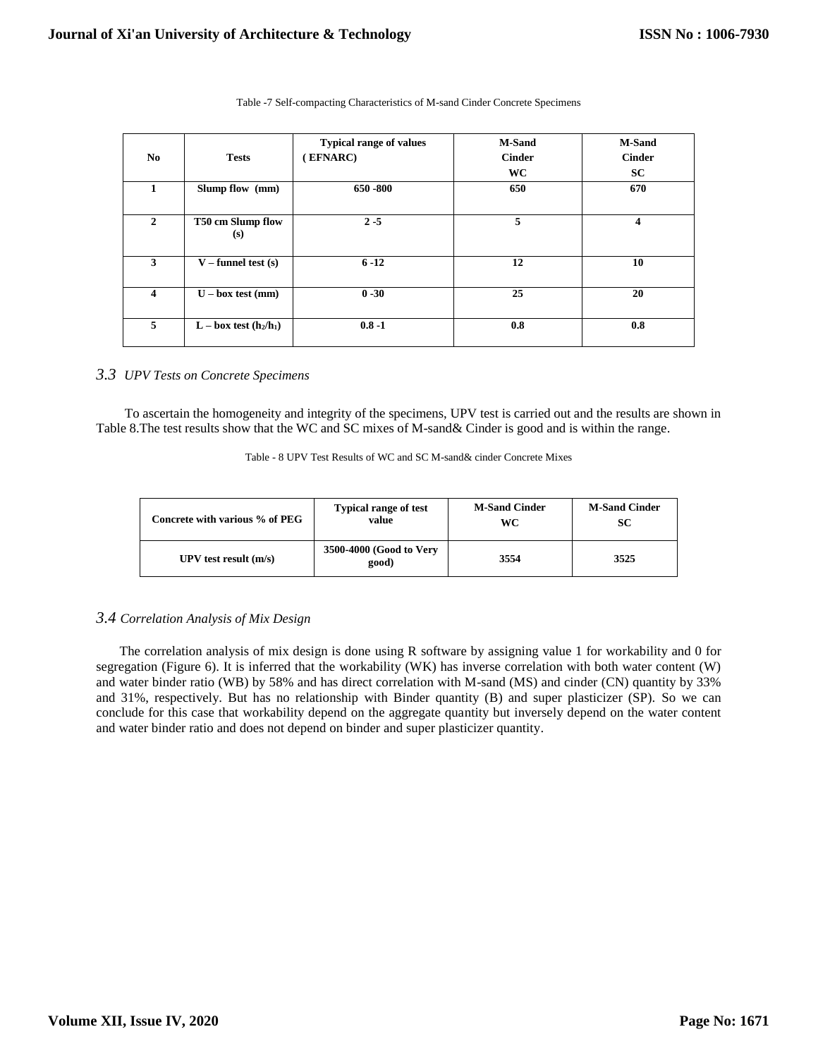Table -7 Self-compacting Characteristics of M-sand Cinder Concrete Specimens

| No | Tests | Typical range of values ( EFNARC) | M-Sand Cinder WC | M-Sand Cinder SC |
|---|---|---|---|---|
| 1 | Slump flow (mm) | 650 -800 | 650 | 670 |
| 2 | T50 cm Slump flow (s) | 2 -5 | 5 | 4 |
| 3 | V – funnel test (s) | 6 -12 | 12 | 10 |
| 4 | U – box test (mm) | 0 -30 | 25 | 20 |
| 5 | L – box test ($h_2/h_1$) | 0.8 -1 | 0.8 | 0.8 |

### 3.3 *UPV Tests on Concrete Specimens*

To ascertain the homogeneity and integrity of the specimens, UPV test is carried out and the results are shown in Table 8.The test results show that the WC and SC mixes of M-sand& Cinder is good and is within the range.

Table - 8 UPV Test Results of WC and SC M-sand& cinder Concrete Mixes

| Concrete with various % of PEG | Typical range of test value | M-Sand Cinder WC | M-Sand Cinder SC |
|---|---|---|---|
| UPV test result (m/s) | 3500-4000 (Good to Very good) | 3554 | 3525 |

### 3.4 *Correlation Analysis of Mix Design*

The correlation analysis of mix design is done using R software by assigning value 1 for workability and 0 for segregation (Figure 6). It is inferred that the workability (WK) has inverse correlation with both water content (W) and water binder ratio (WB) by 58% and has direct correlation with M-sand (MS) and cinder (CN) quantity by 33% and 31%, respectively. But has no relationship with Binder quantity (B) and super plasticizer (SP). So we can conclude for this case that workability depend on the aggregate quantity but inversely depend on the water content and water binder ratio and does not depend on binder and super plasticizer quantity.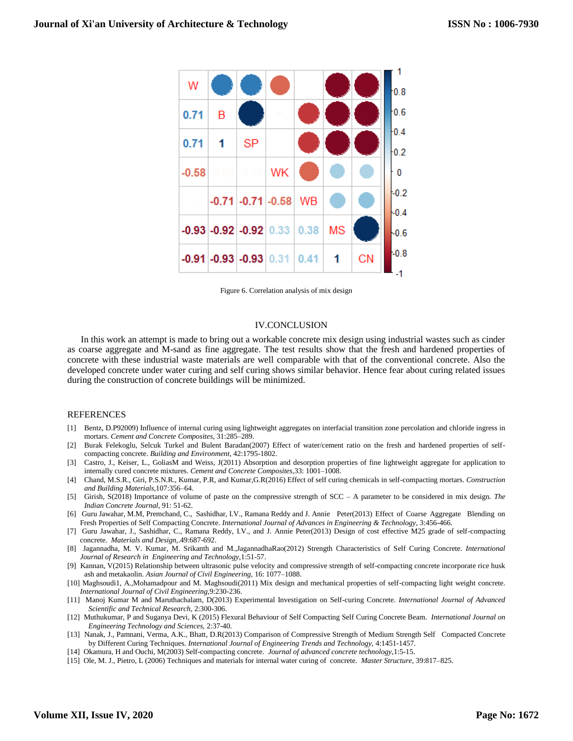Figure 6. Correlation analysis of mix design

## IV.CONCLUSION

In this work an attempt is made to bring out a workable concrete mix design using industrial wastes such as cinder as coarse aggregate and M-sand as fine aggregate. The test results show that the fresh and hardened properties of concrete with these industrial waste materials are well comparable with that of the conventional concrete. Also the developed concrete under water curing and self curing shows similar behavior. Hence fear about curing related issues during the construction of concrete buildings will be minimized.

## REFERENCES

[1] Bentz, D.P92009) Influence of internal curing using lightweight aggregates on interfacial transition zone percolation and chloride ingress in mortars. *Cement and Concrete Composites*, 31:285–289.

[2] Burak Felekoglu, Selcuk Turkel and Bulent Baradan(2007) Effect of water/cement ratio on the fresh and hardened properties of self-compacting concrete. *Building and Environment*, 42:1795-1802.

[3] Castro, J., Keiser, L., GoliasM and Weiss, J(2011) Absorption and desorption properties of fine lightweight aggregate for application to internally cured concrete mixtures. *Cement and Concrete Composites*,33: 1001–1008.

[4] Chand, M.S.R., Giri, P.S.N.R., Kumar, P.R, and Kumar,G.R(2016) Effect of self curing chemicals in self-compacting mortars. *Construction and Building Materials*,107:356–64.

[5] Girish, S(2018) Importance of volume of paste on the compressive strength of SCC – A parameter to be considered in mix design. *The Indian Concrete Journal*, 91: 51-62.

[6] Guru Jawahar, M.M, Premchand, C., Sashidhar, I.V., Ramana Reddy and J. Annie Peter(2013) Effect of Coarse Aggregate Blending on Fresh Properties of Self Compacting Concrete. *International Journal of Advances in Engineering & Technology*, 3:456-466.

[7] Guru Jawahar, J., Sashidhar, C., Ramana Reddy, I.V., and J. Annie Peter(2013) Design of cost effective M25 grade of self-compacting concrete. *Materials and Design*,.49:687-692.

[8] Jagannadha, M. V. Kumar, M. Srikanth and M.,JagannadhaRao(2012) Strength Characteristics of Self Curing Concrete. *International Journal of Research in Engineering and Technology*,1:51-57.

[9] Kannan, V(2015) Relationship between ultrasonic pulse velocity and compressive strength of self-compacting concrete incorporate rice husk ash and metakaolin. *Asian Journal of Civil Engineering*, 16: 1077–1088.

[10] Maghsoudi1, A.,Mohamadpour and M. Maghsoudi(2011) Mix design and mechanical properties of self-compacting light weight concrete. *International Journal of Civil Engineering*,9:230-236.

[11] Manoj Kumar M and Maruthachalam, D(2013) Experimental Investigation on Self-curing Concrete. *International Journal of Advanced Scientific and Technical Research*, 2:300-306.

[12] Muthukumar, P and Suganya Devi, K (2015) Flexural Behaviour of Self Compacting Self Curing Concrete Beam. *International Journal on Engineering Technology and Sciences*, 2:37-40.

[13] Nanak, J., Pamnani, Verma, A.K., Bhatt, D.R(2013) Comparison of Compressive Strength of Medium Strength Self Compacted Concrete by Different Curing Techniques. *International Journal of Engineering Trends and Technology*, 4:1451-1457.

[14] Okamura, H and Ouchi, M(2003) Self-compacting concrete. *Journal of advanced concrete technology*,1:5-15.

[15] Ole, M. J., Pietro, L (2006) Techniques and materials for internal water curing of concrete. *Master Structure*, 39:817–825.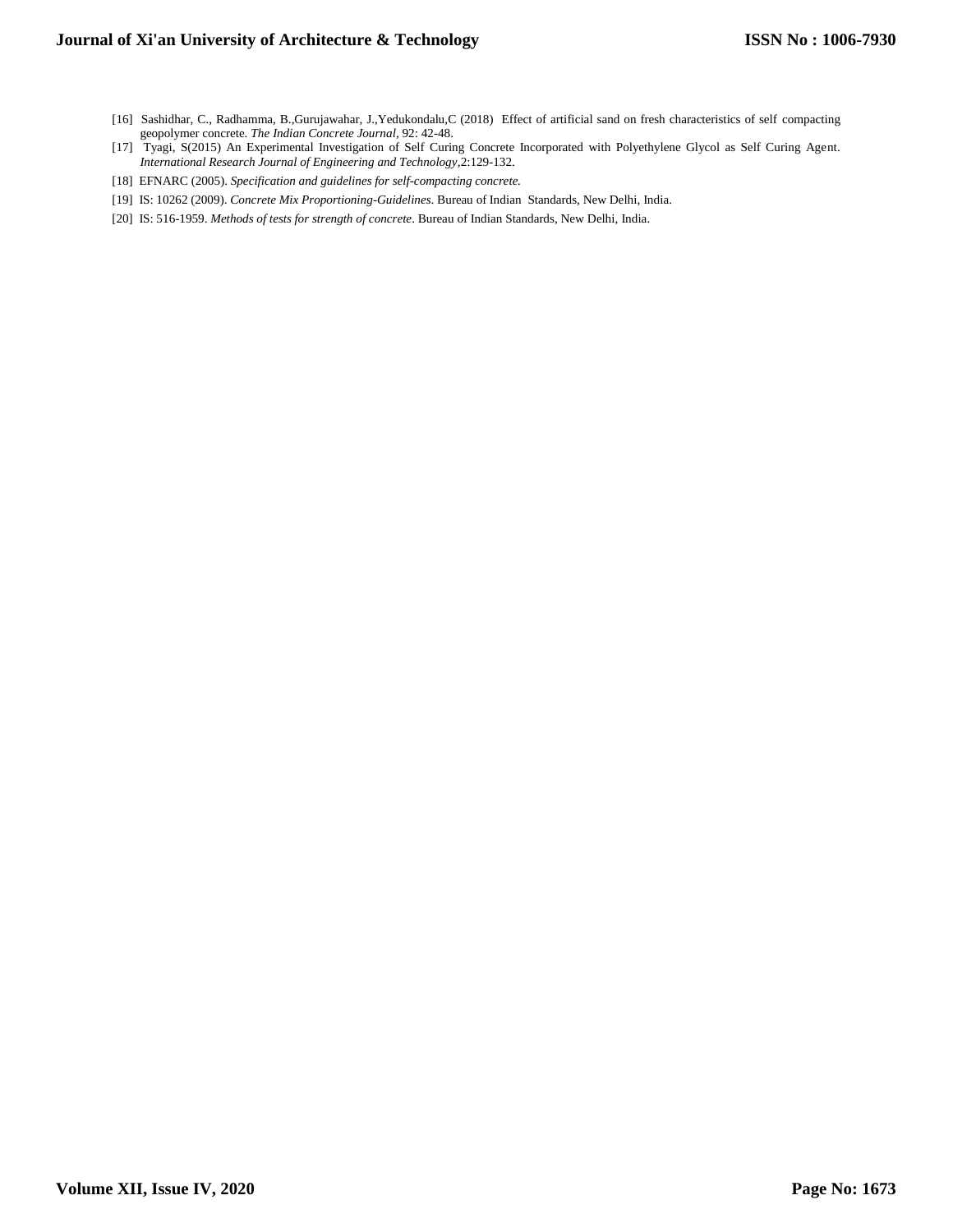[16] Sashidhar, C., Radhamma, B.,Gurujawahar, J.,Yedukondalu,C (2018) Effect of artificial sand on fresh characteristics of self compacting geopolymer concrete. *The Indian Concrete Journal*, 92: 42-48.

[17] Tyagi, S(2015) An Experimental Investigation of Self Curing Concrete Incorporated with Polyethylene Glycol as Self Curing Agent. *International Research Journal of Engineering and Technology*,2:129-132.

[18] EFNARC (2005). *Specification and guidelines for self-compacting concrete.*

[19] IS: 10262 (2009). *Concrete Mix Proportioning-Guidelines*. Bureau of Indian Standards, New Delhi, India.

[20] IS: 516-1959. *Methods of tests for strength of concrete*. Bureau of Indian Standards, New Delhi, India.